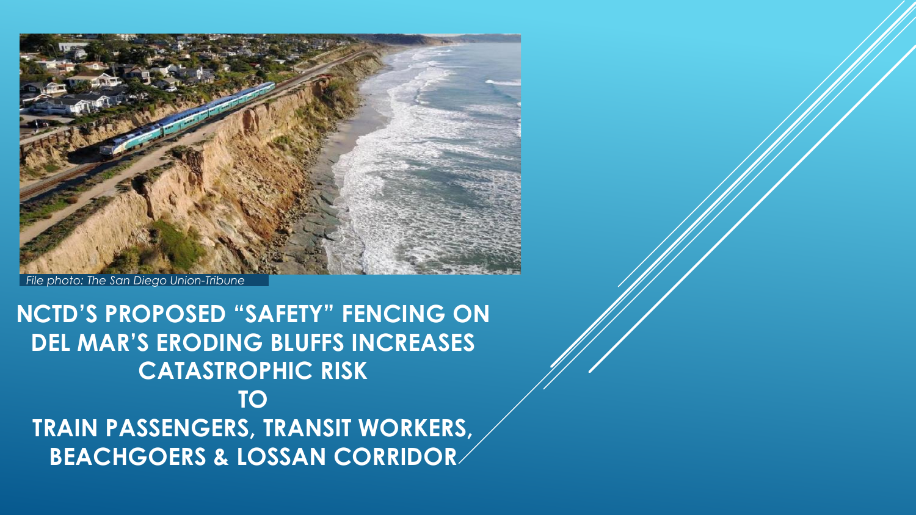*File photo: The San Diego Union-Tribune*

# NCTD'S PROPOSED "SAFETY" FENCING ON DEL MAR'S ERODING BLUFFS INCREASES CATASTROPHIC RISK TO TRAIN PASSENGERS, TRANSIT WORKERS, BEACHGOERS & LOSSAN CORRIDOR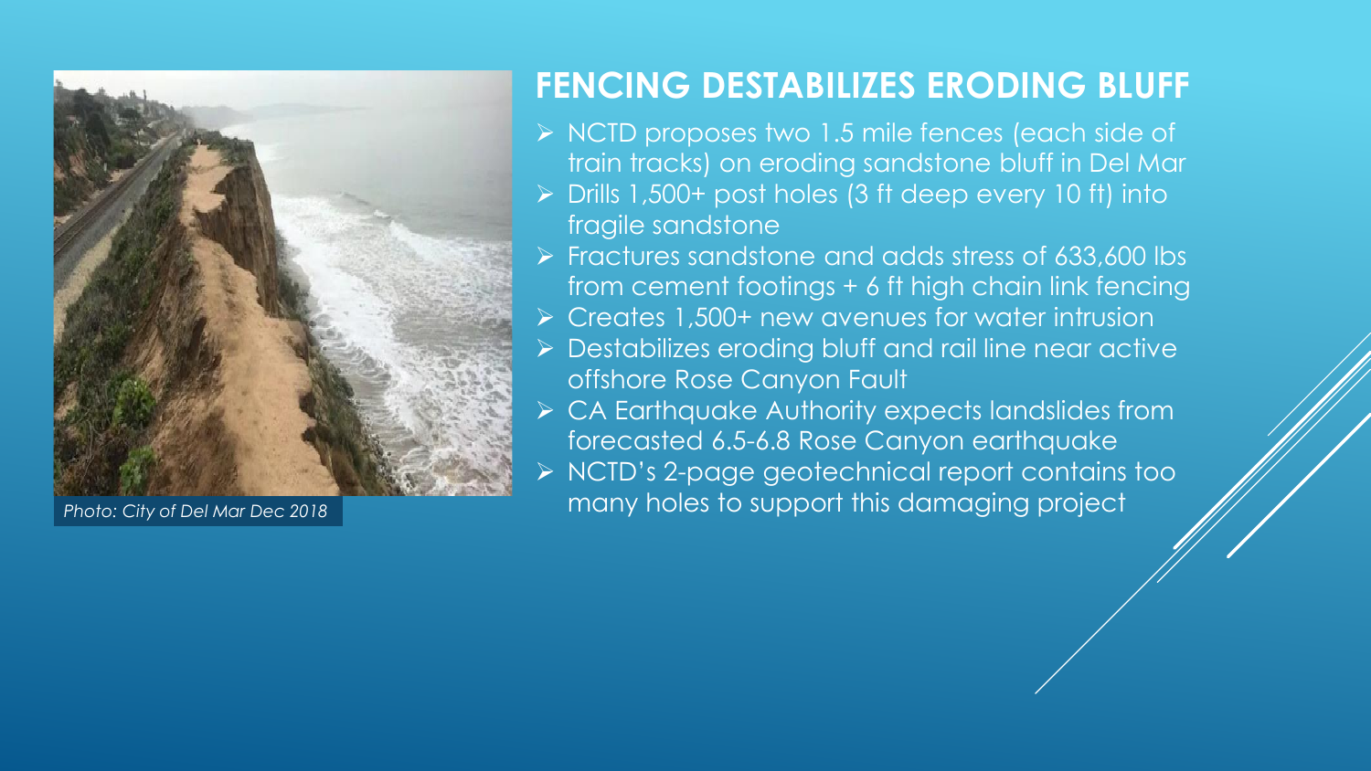## FENCING DESTABILIZES ERODING BLUFF

- NCTD proposes two 1.5 mile fences (each side of train tracks) on eroding sandstone bluff in Del Mar
- Drills 1,500+ post holes (3 ft deep every 10 ft) into fragile sandstone
- Fractures sandstone and adds stress of 633,600 lbs from cement footings + 6 ft high chain link fencing
- Creates 1,500+ new avenues for water intrusion
- Destabilizes eroding bluff and rail line near active offshore Rose Canyon Fault
- CA Earthquake Authority expects landslides from forecasted 6.5-6.8 Rose Canyon earthquake
- NCTD's 2-page geotechnical report contains too many holes to support this damaging project

*Photo: City of Del Mar Dec 2018*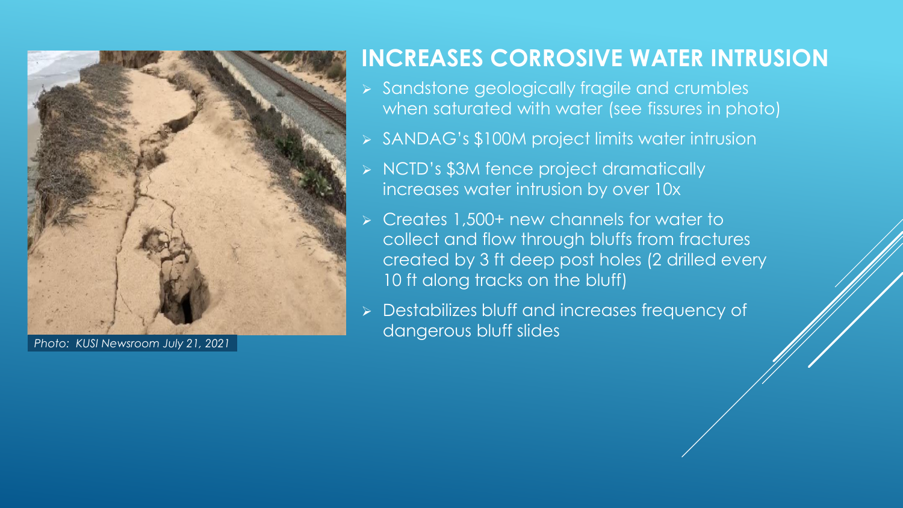Photo: KUSI Newsroom July 21, 2021

## INCREASES CORROSIVE WATER INTRUSION

- Sandstone geologically fragile and crumbles when saturated with water (see fissures in photo)
- SANDAG's $100M project limits water intrusion
- NCTD's $3M fence project dramatically increases water intrusion by over 10x
- Creates 1,500+ new channels for water to collect and flow through bluffs from fractures created by 3 ft deep post holes (2 drilled every 10 ft along tracks on the bluff)
- Destabilizes bluff and increases frequency of dangerous bluff slides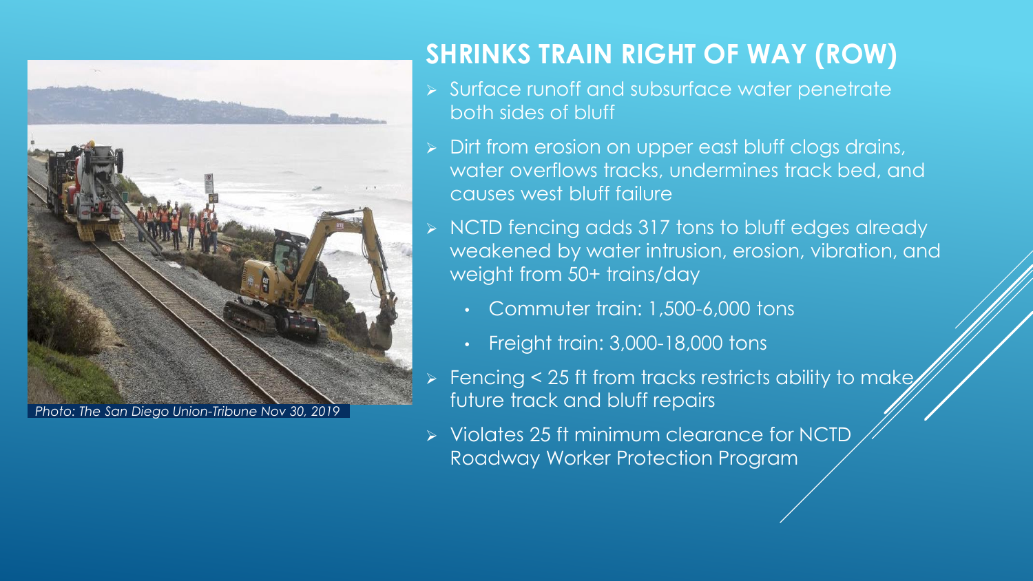Photo: The San Diego Union-Tribune Nov 30, 2019

## SHRINKS TRAIN RIGHT OF WAY (ROW)

- Surface runoff and subsurface water penetrate both sides of bluff
- Dirt from erosion on upper east bluff clogs drains, water overflows tracks, undermines track bed, and causes west bluff failure
- NCTD fencing adds 317 tons to bluff edges already weakened by water intrusion, erosion, vibration, and weight from 50+ trains/day
  - Commuter train: 1,500-6,000 tons
  - Freight train: 3,000-18,000 tons
- Fencing < 25 ft from tracks restricts ability to make future track and bluff repairs
- Violates 25 ft minimum clearance for NCTD Roadway Worker Protection Program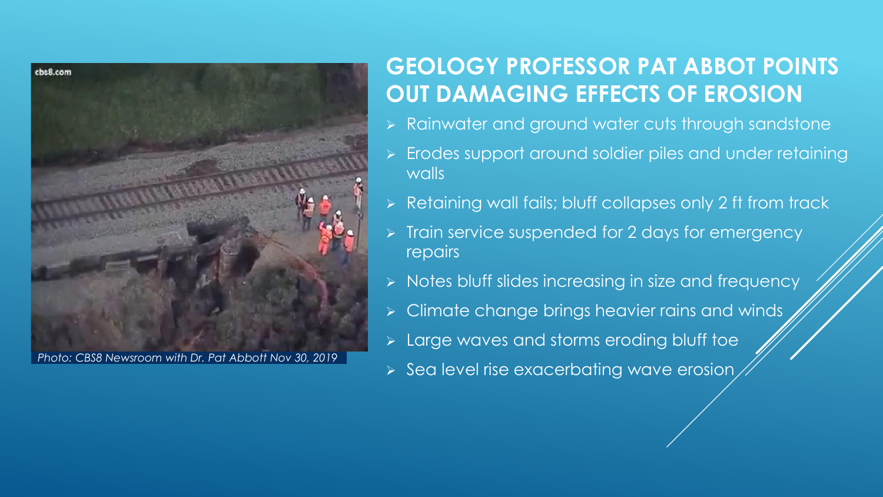Photo: CBS8 Newsroom with Dr. Pat Abbott Nov 30, 2019

# GEOLOGY PROFESSOR PAT ABBOT POINTS OUT DAMAGING EFFECTS OF EROSION

- Rainwater and ground water cuts through sandstone
- Erodes support around soldier piles and under retaining walls
- Retaining wall fails; bluff collapses only 2 ft from track
- Train service suspended for 2 days for emergency repairs
- Notes bluff slides increasing in size and frequency
- Climate change brings heavier rains and winds
- Large waves and storms eroding bluff toe
- Sea level rise exacerbating wave erosion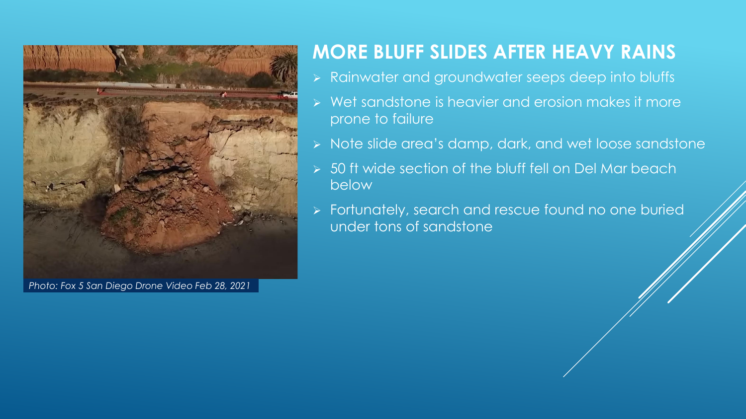Photo: Fox 5 San Diego Drone Video Feb 28, 2021

## MORE BLUFF SLIDES AFTER HEAVY RAINS

- Rainwater and groundwater seeps deep into bluffs
- Wet sandstone is heavier and erosion makes it more prone to failure
- Note slide area's damp, dark, and wet loose sandstone
- 50 ft wide section of the bluff fell on Del Mar beach below
- Fortunately, search and rescue found no one buried under tons of sandstone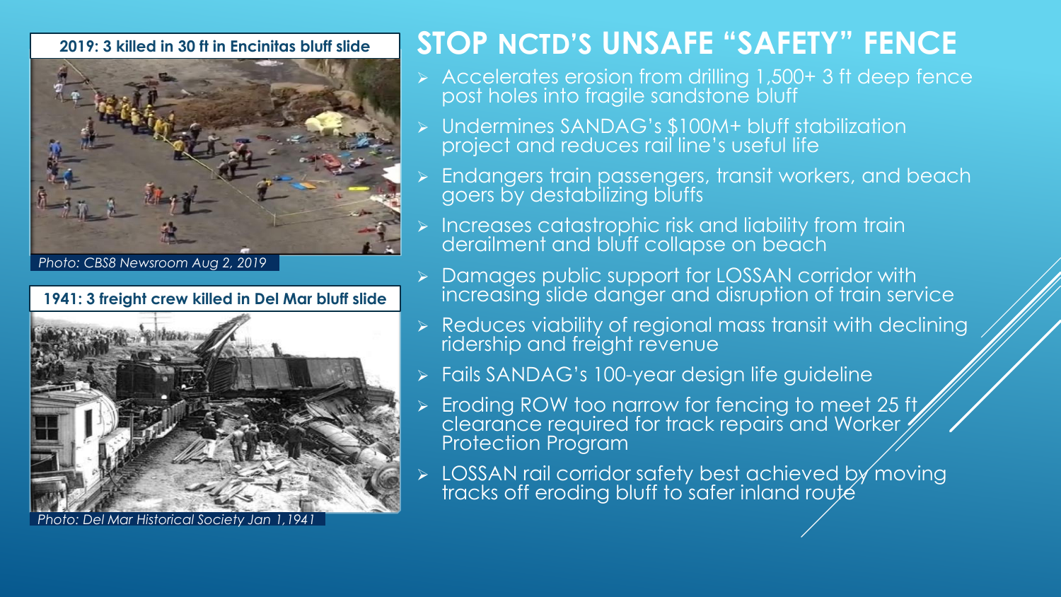# STOP NCTD'S UNSAFE "SAFETY" FENCE

**2019: 3 killed in 30 ft in Encinitas bluff slide**

*Photo: CBS8 Newsroom Aug 2, 2019*

**1941: 3 freight crew killed in Del Mar bluff slide**

*Photo: Del Mar Historical Society Jan 1,1941*

- Accelerates erosion from drilling 1,500+ 3 ft deep fence post holes into fragile sandstone bluff
- Undermines SANDAG's $100M+ bluff stabilization project and reduces rail line's useful life
- Endangers train passengers, transit workers, and beach goers by destabilizing bluffs
- Increases catastrophic risk and liability from train derailment and bluff collapse on beach
- Damages public support for LOSSAN corridor with increasing slide danger and disruption of train service
- Reduces viability of regional mass transit with declining ridership and freight revenue
- Fails SANDAG's 100-year design life guideline
- Eroding ROW too narrow for fencing to meet 25 ft clearance required for track repairs and Worker Protection Program
- LOSSAN rail corridor safety best achieved by moving tracks off eroding bluff to safer inland route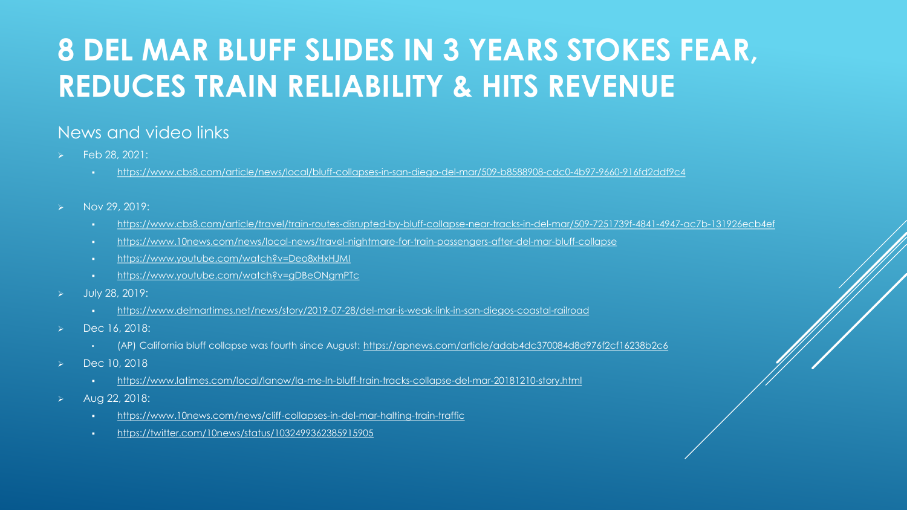# 8 DEL MAR BLUFF SLIDES IN 3 YEARS STOKES FEAR, REDUCES TRAIN RELIABILITY & HITS REVENUE

## News and video links

- Feb 28, 2021:
  - https://www.cbs8.com/article/news/local/bluff-collapses-in-san-diego-del-mar/509-b8588908-cdc0-4b97-9660-916fd2ddf9c4
- Nov 29, 2019:
  - https://www.cbs8.com/article/travel/train-routes-disrupted-by-bluff-collapse-near-tracks-in-del-mar/509-7251739f-4841-4947-ac7b-131926ecb4ef
  - https://www.10news.com/news/local-news/travel-nightmare-for-train-passengers-after-del-mar-bluff-collapse
  - https://www.youtube.com/watch?v=Deo8xHxHJMI
  - https://www.youtube.com/watch?v=gDBeONgmPTc
- July 28, 2019:
  - https://www.delmartimes.net/news/story/2019-07-28/del-mar-is-weak-link-in-san-diegos-coastal-railroad
- Dec 16, 2018:
  - (AP) California bluff collapse was fourth since August: https://apnews.com/article/adab4dc370084d8d976f2cf16238b2c6
- Dec 10, 2018
  - https://www.latimes.com/local/lanow/la-me-ln-bluff-train-tracks-collapse-del-mar-20181210-story.html
- Aug 22, 2018:
  - https://www.10news.com/news/cliff-collapses-in-del-mar-halting-train-traffic
  - https://twitter.com/10news/status/1032499362385915905